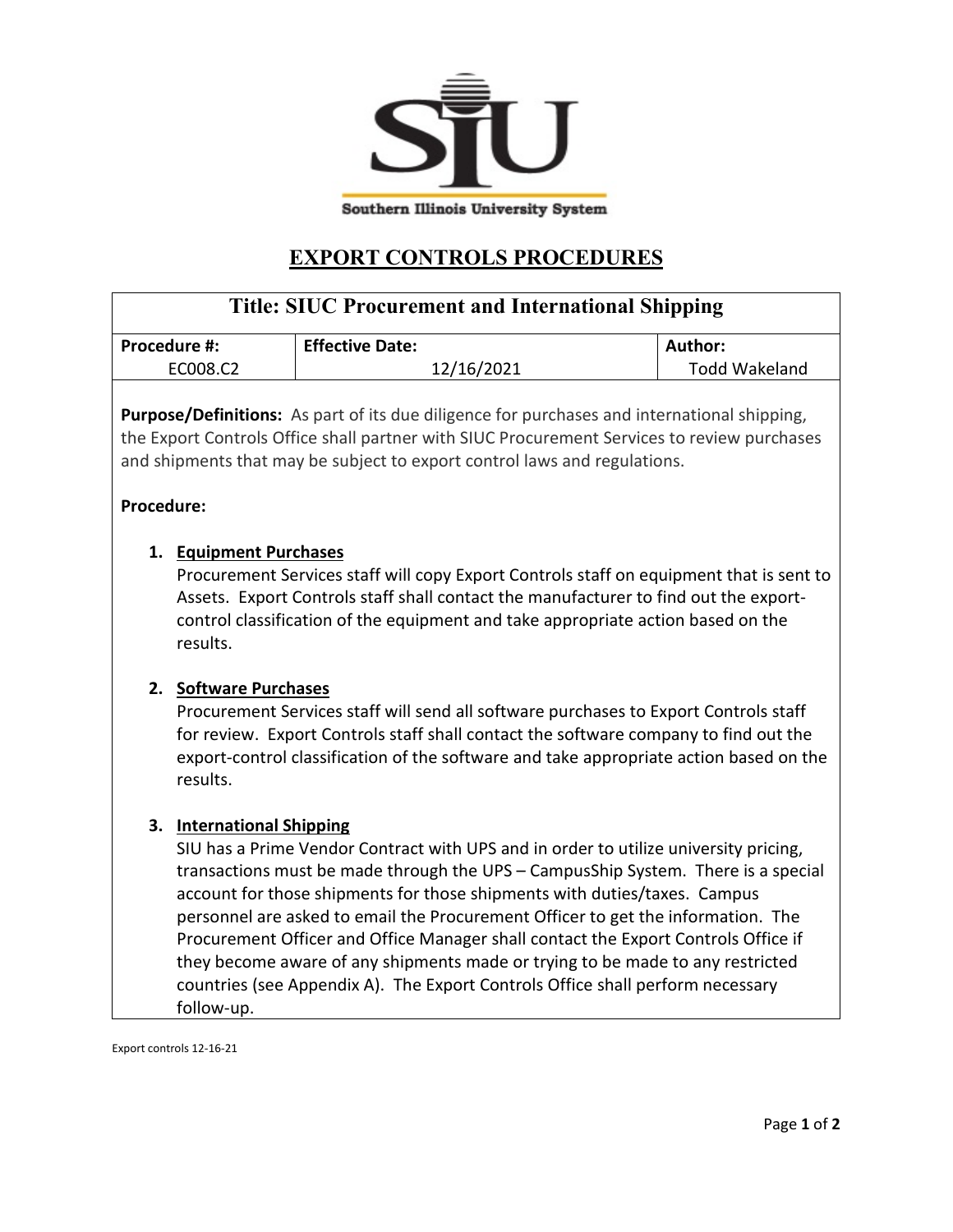Southern Illinois University System

# EXPORT CONTROLS PROCEDURES

| Title: SIUC Procurement and International Shipping | | |
|---|---|---|
| **Procedure #:** EC008.C2 | **Effective Date:** 12/16/2021 | **Author:** Todd Wakeland |

**Purpose/Definitions:** As part of its due diligence for purchases and international shipping, the Export Controls Office shall partner with SIUC Procurement Services to review purchases and shipments that may be subject to export control laws and regulations.

**Procedure:**

1. **Equipment Purchases**
   Procurement Services staff will copy Export Controls staff on equipment that is sent to Assets. Export Controls staff shall contact the manufacturer to find out the export-control classification of the equipment and take appropriate action based on the results.

2. **Software Purchases**
   Procurement Services staff will send all software purchases to Export Controls staff for review. Export Controls staff shall contact the software company to find out the export-control classification of the software and take appropriate action based on the results.

3. **International Shipping**
   SIU has a Prime Vendor Contract with UPS and in order to utilize university pricing, transactions must be made through the UPS – CampusShip System. There is a special account for those shipments for those shipments with duties/taxes. Campus personnel are asked to email the Procurement Officer to get the information. The Procurement Officer and Office Manager shall contact the Export Controls Office if they become aware of any shipments made or trying to be made to any restricted countries (see Appendix A). The Export Controls Office shall perform necessary follow-up.

Export controls 12-16-21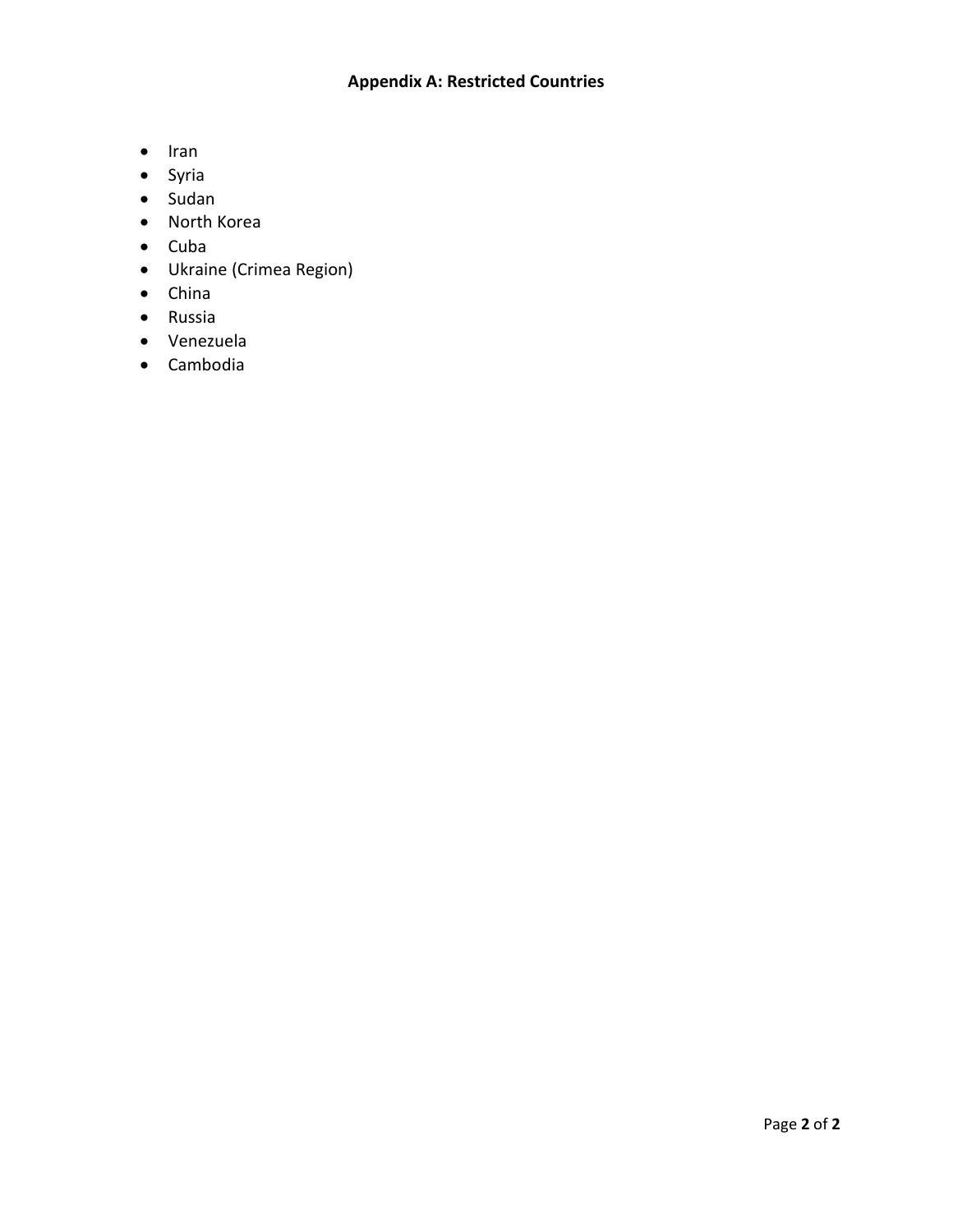## Appendix A: Restricted Countries

- Iran
- Syria
- Sudan
- North Korea
- Cuba
- Ukraine (Crimea Region)
- China
- Russia
- Venezuela
- Cambodia